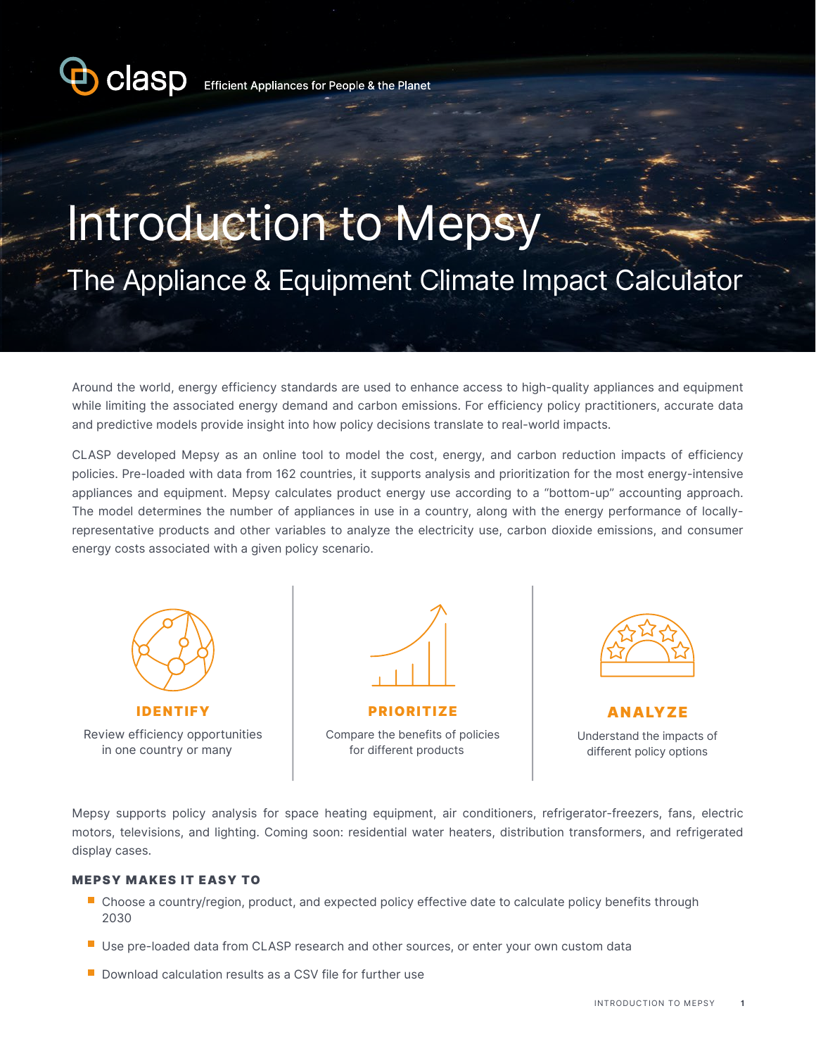clasp Efficient Appliances for People & the Planet

# Introduction to Mepsy

## The Appliance & Equipment Climate Impact Calculator

Around the world, energy efficiency standards are used to enhance access to high-quality appliances and equipment while limiting the associated energy demand and carbon emissions. For efficiency policy practitioners, accurate data and predictive models provide insight into how policy decisions translate to real-world impacts.

CLASP developed Mepsy as an online tool to model the cost, energy, and carbon reduction impacts of efficiency policies. Pre-loaded with data from 162 countries, it supports analysis and prioritization for the most energy-intensive appliances and equipment. Mepsy calculates product energy use according to a "bottom-up" accounting approach. The model determines the number of appliances in use in a country, along with the energy performance of locally-representative products and other variables to analyze the electricity use, carbon dioxide emissions, and consumer energy costs associated with a given policy scenario.

**IDENTIFY**

Review efficiency opportunities in one country or many

**PRIORITIZE**

Compare the benefits of policies for different products

**ANALYZE**

Understand the impacts of different policy options

Mepsy supports policy analysis for space heating equipment, air conditioners, refrigerator-freezers, fans, electric motors, televisions, and lighting. Coming soon: residential water heaters, distribution transformers, and refrigerated display cases.

### MEPSY MAKES IT EASY TO

- Choose a country/region, product, and expected policy effective date to calculate policy benefits through 2030
- Use pre-loaded data from CLASP research and other sources, or enter your own custom data
- Download calculation results as a CSV file for further use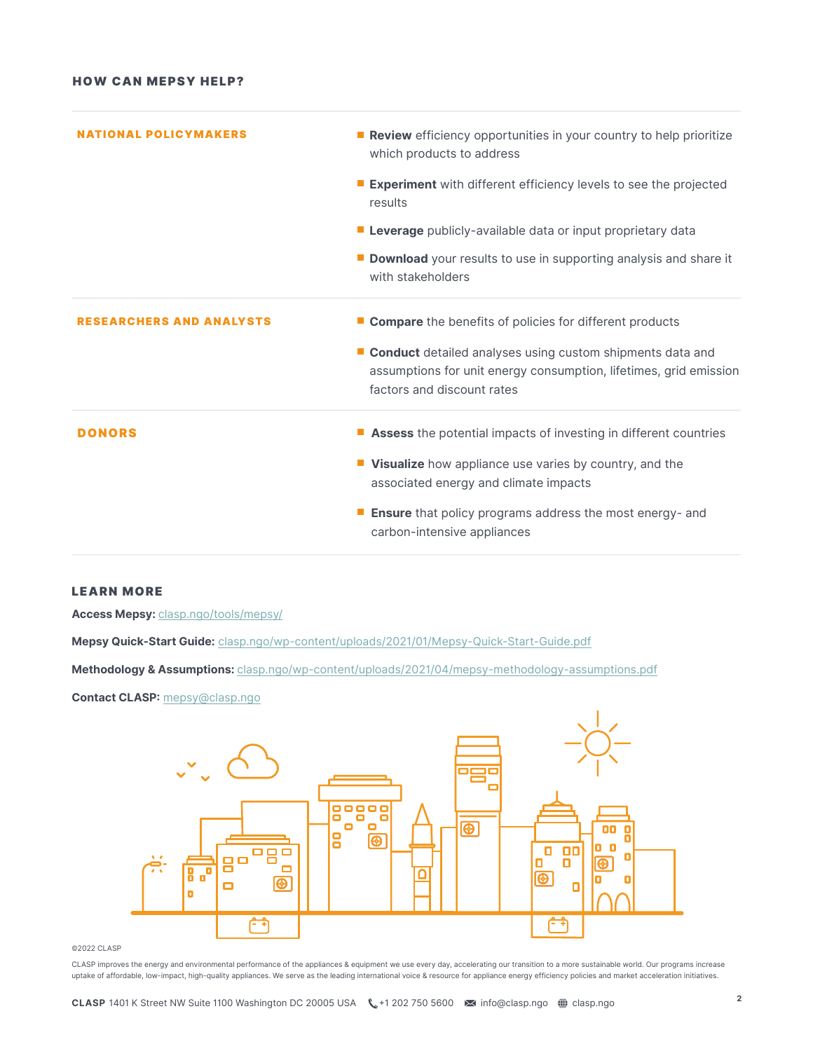## HOW CAN MEPSY HELP?

### NATIONAL POLICYMAKERS

- **Review** efficiency opportunities in your country to help prioritize which products to address
- **Experiment** with different efficiency levels to see the projected results
- **Leverage** publicly-available data or input proprietary data
- **Download** your results to use in supporting analysis and share it with stakeholders

### RESEARCHERS AND ANALYSTS

- **Compare** the benefits of policies for different products
- **Conduct** detailed analyses using custom shipments data and assumptions for unit energy consumption, lifetimes, grid emission factors and discount rates

### DONORS

- **Assess** the potential impacts of investing in different countries
- **Visualize** how appliance use varies by country, and the associated energy and climate impacts
- **Ensure** that policy programs address the most energy- and carbon-intensive appliances

## LEARN MORE

**Access Mepsy:** clasp.ngo/tools/mepsy/

**Mepsy Quick-Start Guide:** clasp.ngo/wp-content/uploads/2021/01/Mepsy-Quick-Start-Guide.pdf

**Methodology & Assumptions:** clasp.ngo/wp-content/uploads/2021/04/mepsy-methodology-assumptions.pdf

**Contact CLASP:** mepsy@clasp.ngo

©2022 CLASP

CLASP improves the energy and environmental performance of the appliances & equipment we use every day, accelerating our transition to a more sustainable world. Our programs increase uptake of affordable, low-impact, high-quality appliances. We serve as the leading international voice & resource for appliance energy efficiency policies and market acceleration initiatives.

**CLASP** 1401 K Street NW Suite 1100 Washington DC 20005 USA +1 202 750 5600 info@clasp.ngo clasp.ngo